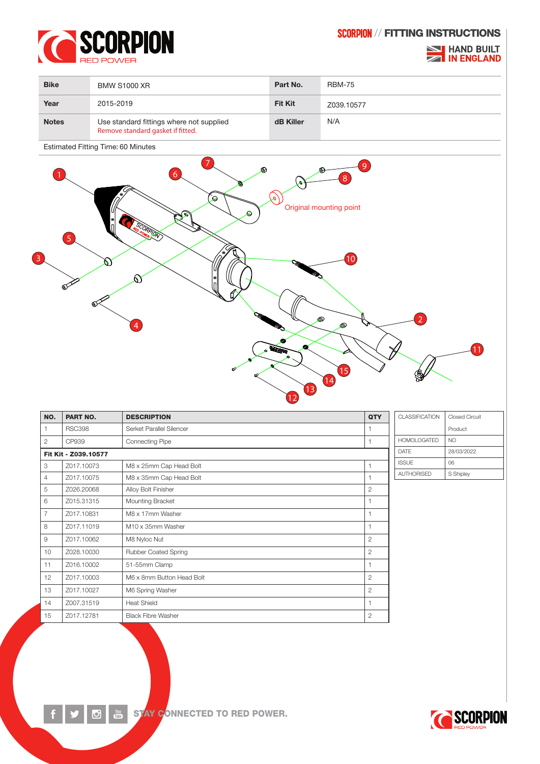# SCORPION // FITTING INSTRUCTIONS

HAND BUILT IN ENGLAND

| Bike | BMW S1000 XR | Part No. | RBM-75 |
|---|---|---|---|
| Year | 2015-2019 | Fit Kit | Z039.10577 |
| Notes | Use standard fittings where not supplied<br>Remove standard gasket if fitted. | dB Killer | N/A |

Estimated Fitting Time: 60 Minutes

Original mounting point

| NO. | PART NO. | DESCRIPTION | QTY |
|---|---|---|---|
| 1 | RSC398 | Serket Parallel Silencer | 1 |
| 2 | CP939 | Connecting Pipe | 1 |
| **Fit Kit - Z039.10577** | | | |
| 3 | Z017.10073 | M8 x 25mm Cap Head Bolt | 1 |
| 4 | Z017.10075 | M8 x 35mm Cap Head Bolt | 1 |
| 5 | Z026.20068 | Alloy Bolt Finisher | 2 |
| 6 | Z015.31315 | Mounting Bracket | 1 |
| 7 | Z017.10831 | M8 x 17mm Washer | 1 |
| 8 | Z017.11019 | M10 x 35mm Washer | 1 |
| 9 | Z017.10062 | M8 Nyloc Nut | 2 |
| 10 | Z028.10030 | Rubber Coated Spring | 2 |
| 11 | Z016.10002 | 51-55mm Clamp | 1 |
| 12 | Z017.10003 | M6 x 8mm Button Head Bolt | 2 |
| 13 | Z017.10027 | M6 Spring Washer | 2 |
| 14 | Z007.31519 | Heat Shield | 1 |
| 15 | Z017.12781 | Black Fibre Washer | 2 |

| CLASSIFICATION | Closed Circuit Product |
|---|---|
| HOMOLOGATED | NO |
| DATE | 28/03/2022 |
| ISSUE | 06 |
| AUTHORISED | S Shipley |

STAY CONNECTED TO RED POWER.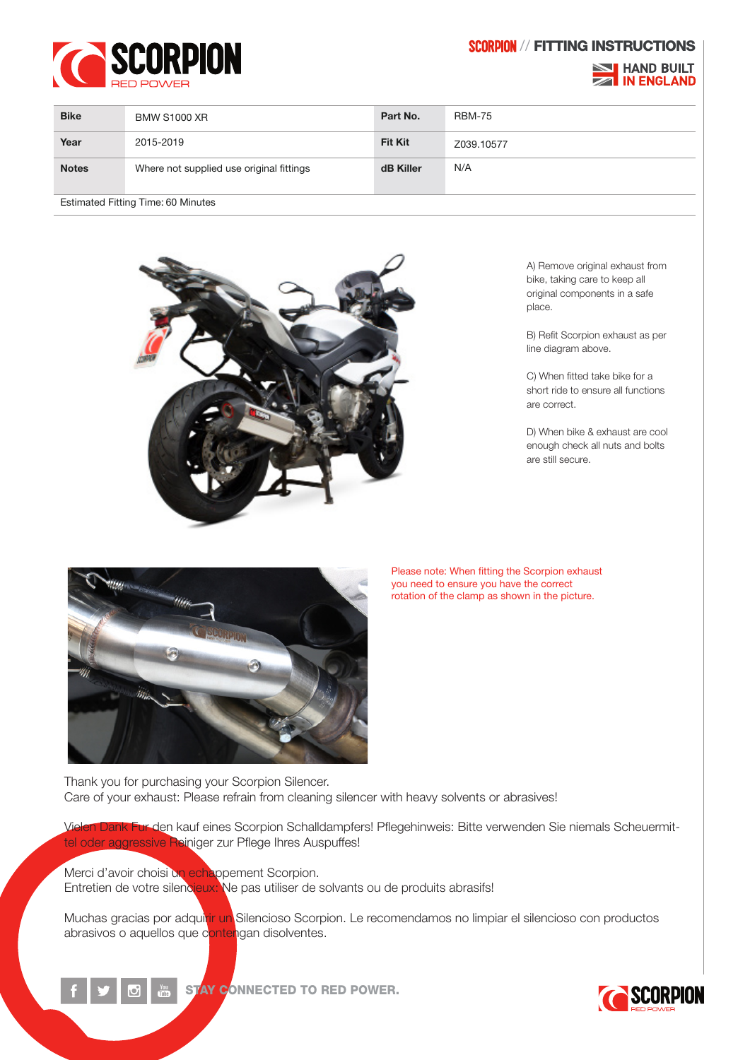# SCORPION // FITTING INSTRUCTIONS

HAND BUILT IN ENGLAND

| | | | |
|---|---|---|---|
| **Bike** | BMW S1000 XR | **Part No.** | RBM-75 |
| **Year** | 2015-2019 | **Fit Kit** | Z039.10577 |
| **Notes** | Where not supplied use original fittings | **dB Killer** | N/A |

Estimated Fitting Time: 60 Minutes

A) Remove original exhaust from bike, taking care to keep all original components in a safe place.

B) Refit Scorpion exhaust as per line diagram above.

C) When fitted take bike for a short ride to ensure all functions are correct.

D) When bike & exhaust are cool enough check all nuts and bolts are still secure.

Please note: When fitting the Scorpion exhaust you need to ensure you have the correct rotation of the clamp as shown in the picture.

Thank you for purchasing your Scorpion Silencer.
Care of your exhaust: Please refrain from cleaning silencer with heavy solvents or abrasives!

Vielen Dank Fur den kauf eines Scorpion Schalldampfers! Pflegehinweis: Bitte verwenden Sie niemals Scheuermittel oder aggressive Reiniger zur Pflege Ihres Auspuffes!

Merci d'avoir choisi un echappement Scorpion.
Entretien de votre silencieux: Ne pas utiliser de solvants ou de produits abrasifs!

Muchas gracias por adquirir un Silencioso Scorpion. Le recomendamos no limpiar el silencioso con productos abrasivos o aquellos que contengan disolventes.

STAY CONNECTED TO RED POWER.